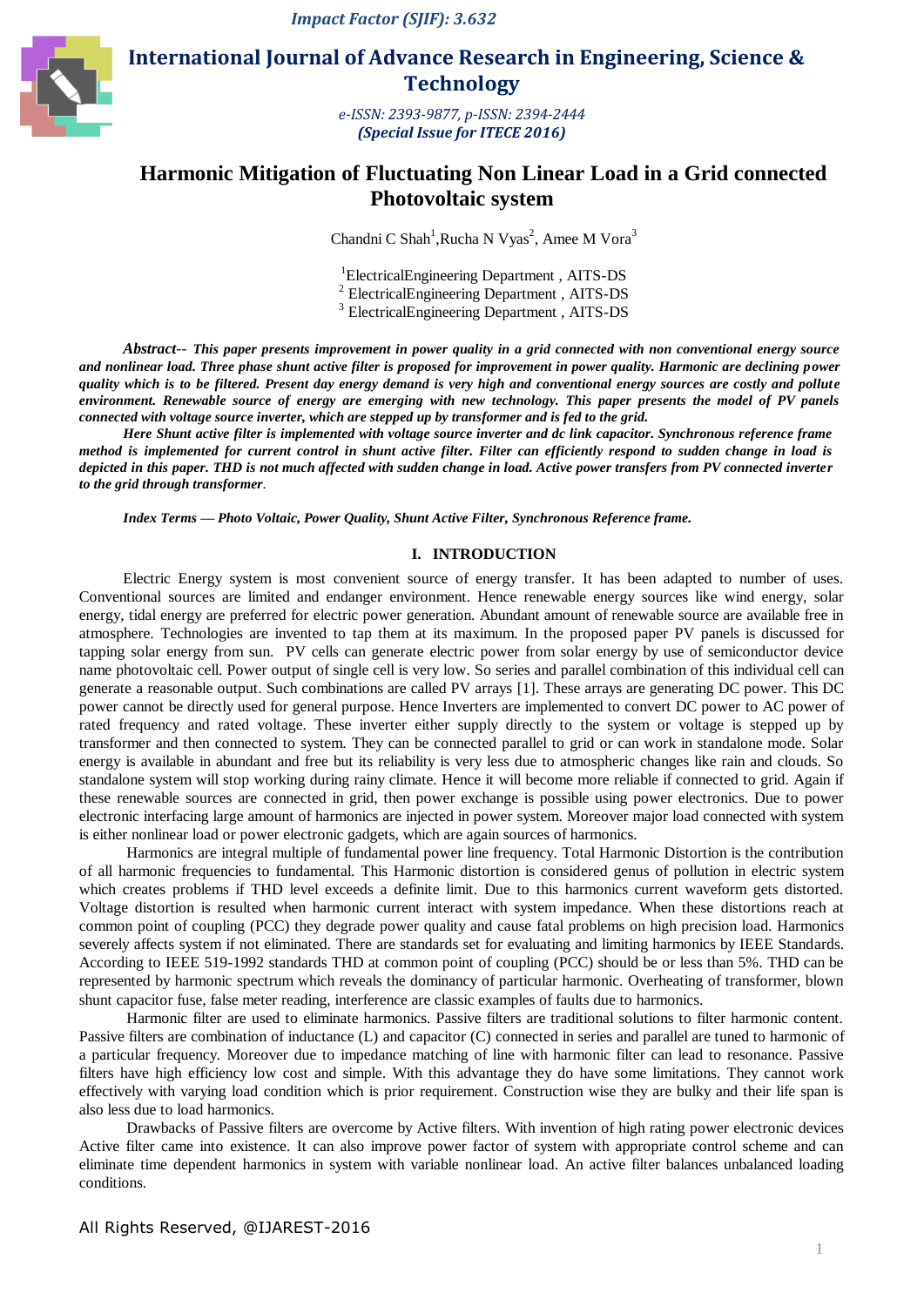# Harmonic Mitigation of Fluctuating Non Linear Load in a Grid connected Photovoltaic system

Chandni C Shah[1], Rucha N Vyas[2], Amee M Vora[3]

[1]ElectricalEngineering Department , AITS-DS
[2] ElectricalEngineering Department , AITS-DS
[3] ElectricalEngineering Department , AITS-DS

***Abstract--*** ***This paper presents improvement in power quality in a grid connected with non conventional energy source and nonlinear load. Three phase shunt active filter is proposed for improvement in power quality. Harmonic are declining power quality which is to be filtered. Present day energy demand is very high and conventional energy sources are costly and pollute environment. Renewable source of energy are emerging with new technology. This paper presents the model of PV panels connected with voltage source inverter, which are stepped up by transformer and is fed to the grid.***

***Here Shunt active filter is implemented with voltage source inverter and dc link capacitor. Synchronous reference frame method is implemented for current control in shunt active filter. Filter can efficiently respond to sudden change in load is depicted in this paper. THD is not much affected with sudden change in load. Active power transfers from PV connected inverter to the grid through transformer***.

***Index Terms — Photo Voltaic, Power Quality, Shunt Active Filter, Synchronous Reference frame.***

## I. INTRODUCTION

Electric Energy system is most convenient source of energy transfer. It has been adapted to number of uses. Conventional sources are limited and endanger environment. Hence renewable energy sources like wind energy, solar energy, tidal energy are preferred for electric power generation. Abundant amount of renewable source are available free in atmosphere. Technologies are invented to tap them at its maximum. In the proposed paper PV panels is discussed for tapping solar energy from sun. PV cells can generate electric power from solar energy by use of semiconductor device name photovoltaic cell. Power output of single cell is very low. So series and parallel combination of this individual cell can generate a reasonable output. Such combinations are called PV arrays [1]. These arrays are generating DC power. This DC power cannot be directly used for general purpose. Hence Inverters are implemented to convert DC power to AC power of rated frequency and rated voltage. These inverter either supply directly to the system or voltage is stepped up by transformer and then connected to system. They can be connected parallel to grid or can work in standalone mode. Solar energy is available in abundant and free but its reliability is very less due to atmospheric changes like rain and clouds. So standalone system will stop working during rainy climate. Hence it will become more reliable if connected to grid. Again if these renewable sources are connected in grid, then power exchange is possible using power electronics. Due to power electronic interfacing large amount of harmonics are injected in power system. Moreover major load connected with system is either nonlinear load or power electronic gadgets, which are again sources of harmonics.

Harmonics are integral multiple of fundamental power line frequency. Total Harmonic Distortion is the contribution of all harmonic frequencies to fundamental. This Harmonic distortion is considered genus of pollution in electric system which creates problems if THD level exceeds a definite limit. Due to this harmonics current waveform gets distorted. Voltage distortion is resulted when harmonic current interact with system impedance. When these distortions reach at common point of coupling (PCC) they degrade power quality and cause fatal problems on high precision load. Harmonics severely affects system if not eliminated. There are standards set for evaluating and limiting harmonics by IEEE Standards. According to IEEE 519-1992 standards THD at common point of coupling (PCC) should be or less than 5%. THD can be represented by harmonic spectrum which reveals the dominancy of particular harmonic. Overheating of transformer, blown shunt capacitor fuse, false meter reading, interference are classic examples of faults due to harmonics.

Harmonic filter are used to eliminate harmonics. Passive filters are traditional solutions to filter harmonic content. Passive filters are combination of inductance (L) and capacitor (C) connected in series and parallel are tuned to harmonic of a particular frequency. Moreover due to impedance matching of line with harmonic filter can lead to resonance. Passive filters have high efficiency low cost and simple. With this advantage they do have some limitations. They cannot work effectively with varying load condition which is prior requirement. Construction wise they are bulky and their life span is also less due to load harmonics.

Drawbacks of Passive filters are overcome by Active filters. With invention of high rating power electronic devices Active filter came into existence. It can also improve power factor of system with appropriate control scheme and can eliminate time dependent harmonics in system with variable nonlinear load. An active filter balances unbalanced loading conditions.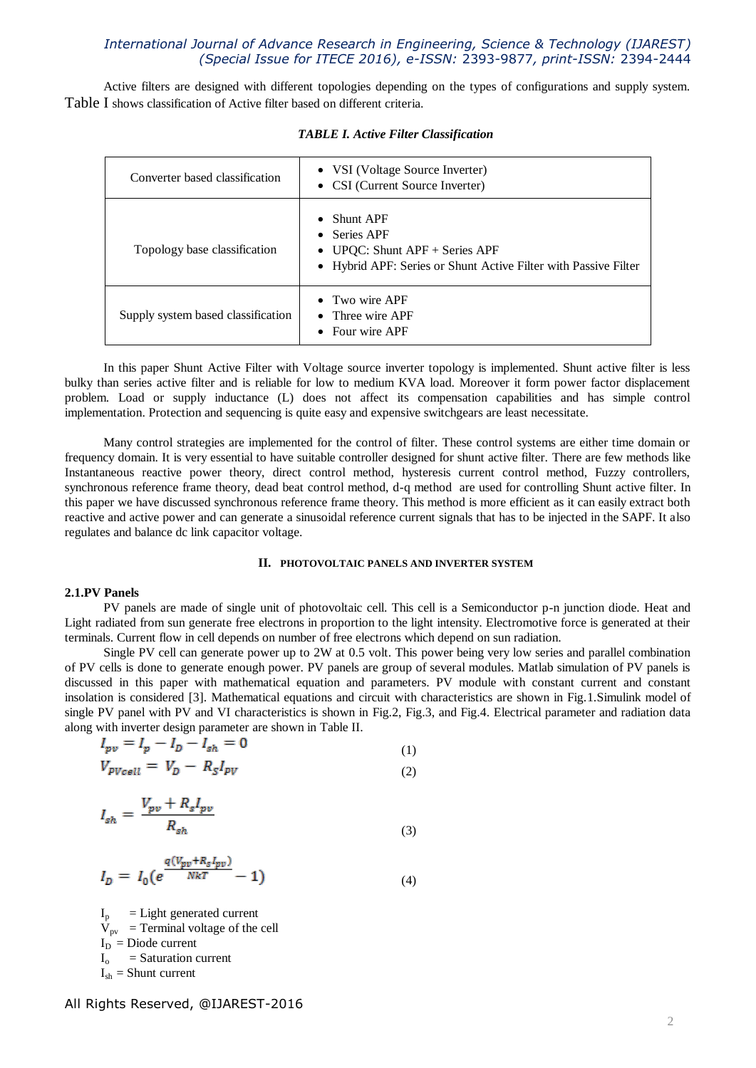Active filters are designed with different topologies depending on the types of configurations and supply system. Table I shows classification of Active filter based on different criteria.

***TABLE I. Active Filter Classification***

| | |
|---|---|
| Converter based classification | • VSI (Voltage Source Inverter)<br>• CSI (Current Source Inverter) |
| Topology base classification | • Shunt APF<br>• Series APF<br>• UPQC: Shunt APF + Series APF<br>• Hybrid APF: Series or Shunt Active Filter with Passive Filter |
| Supply system based classification | • Two wire APF<br>• Three wire APF<br>• Four wire APF |

In this paper Shunt Active Filter with Voltage source inverter topology is implemented. Shunt active filter is less bulky than series active filter and is reliable for low to medium KVA load. Moreover it form power factor displacement problem. Load or supply inductance (L) does not affect its compensation capabilities and has simple control implementation. Protection and sequencing is quite easy and expensive switchgears are least necessitate.

Many control strategies are implemented for the control of filter. These control systems are either time domain or frequency domain. It is very essential to have suitable controller designed for shunt active filter. There are few methods like Instantaneous reactive power theory, direct control method, hysteresis current control method, Fuzzy controllers, synchronous reference frame theory, dead beat control method, d-q method are used for controlling Shunt active filter. In this paper we have discussed synchronous reference frame theory. This method is more efficient as it can easily extract both reactive and active power and can generate a sinusoidal reference current signals that has to be injected in the SAPF. It also regulates and balance dc link capacitor voltage.

## II. PHOTOVOLTAIC PANELS AND INVERTER SYSTEM

### 2.1.PV Panels

PV panels are made of single unit of photovoltaic cell. This cell is a Semiconductor p-n junction diode. Heat and Light radiated from sun generate free electrons in proportion to the light intensity. Electromotive force is generated at their terminals. Current flow in cell depends on number of free electrons which depend on sun radiation.

Single PV cell can generate power up to 2W at 0.5 volt. This power being very low series and parallel combination of PV cells is done to generate enough power. PV panels are group of several modules. Matlab simulation of PV panels is discussed in this paper with mathematical equation and parameters. PV module with constant current and constant insolation is considered [3]. Mathematical equations and circuit with characteristics are shown in Fig.1.Simulink model of single PV panel with PV and VI characteristics is shown in Fig.2, Fig.3, and Fig.4. Electrical parameter and radiation data along with inverter design parameter are shown in Table II.

$$I_{pv} = I_p - I_D - I_{sh} = 0 \tag{1}$$

$$V_{PVcell} = V_D - R_S I_{PV} \tag{2}$$

$$I_{sh} = \frac{V_{pv} + R_s I_{pv}}{R_{sh}} \tag{3}$$

$$I_D = I_0\left(e^{\frac{q(V_{pv}+R_S I_{pv})}{NkT}} - 1\right) \tag{4}$$

$I_p$ = Light generated current
$V_{pv}$ = Terminal voltage of the cell
$I_D$ = Diode current
$I_o$ = Saturation current
$I_{sh}$ = Shunt current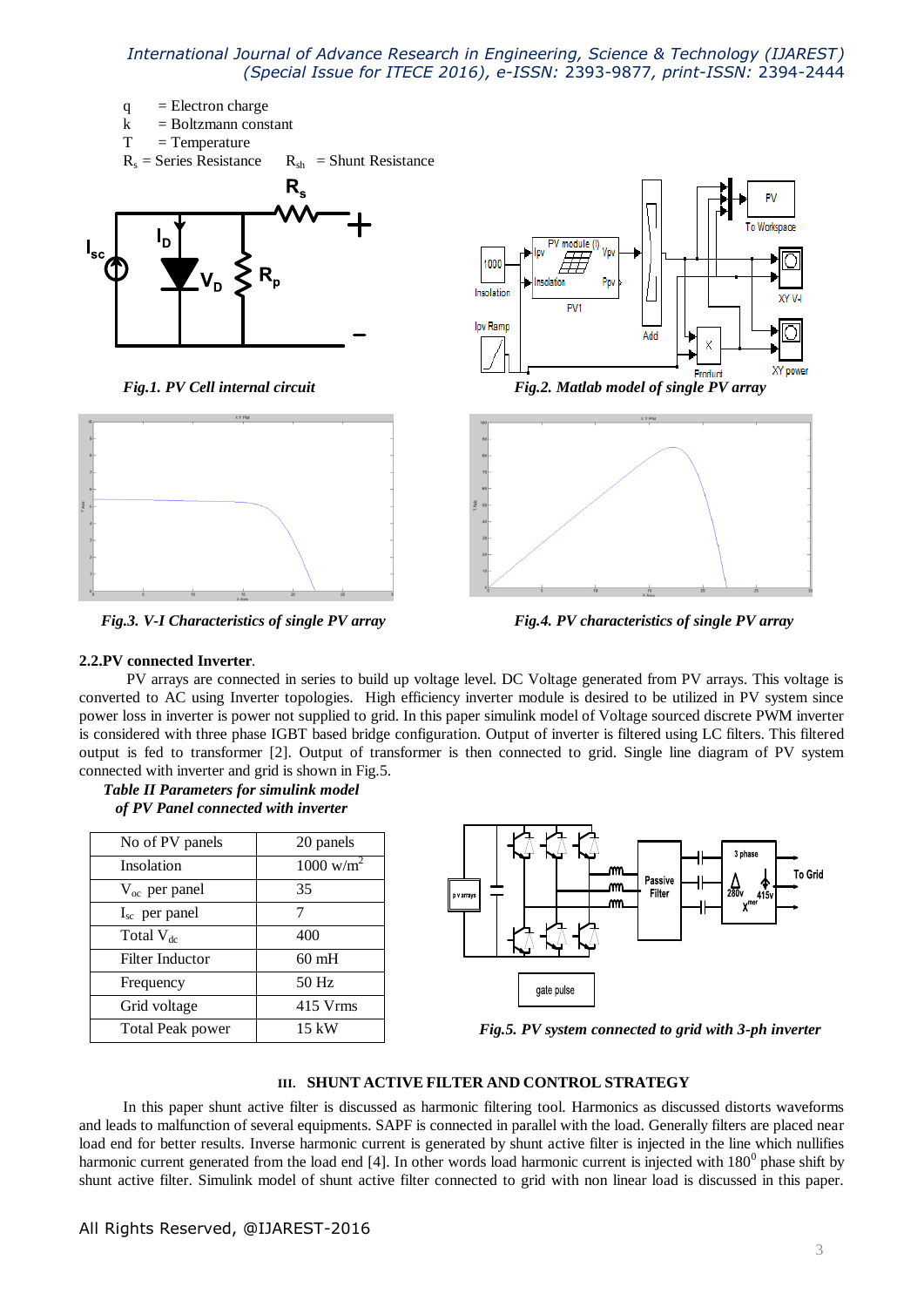q = Electron charge

k = Boltzmann constant

T = Temperature

$R_s$ = Series Resistance $R_{sh}$ = Shunt Resistance

*Fig.1. PV Cell internal circuit*

*Fig.2. Matlab model of single PV array*

*Fig.3. V-I Characteristics of single PV array*

*Fig.4. PV characteristics of single PV array*

**2.2.PV connected Inverter**.

PV arrays are connected in series to build up voltage level. DC Voltage generated from PV arrays. This voltage is converted to AC using Inverter topologies. High efficiency inverter module is desired to be utilized in PV system since power loss in inverter is power not supplied to grid. In this paper simulink model of Voltage sourced discrete PWM inverter is considered with three phase IGBT based bridge configuration. Output of inverter is filtered using LC filters. This filtered output is fed to transformer [2]. Output of transformer is then connected to grid. Single line diagram of PV system connected with inverter and grid is shown in Fig.5.

***Table II Parameters for simulink model of PV Panel connected with inverter***

| | |
|---|---|
| No of PV panels | 20 panels |
| Insolation | 1000 w/m$^2$ |
| $V_{oc}$ per panel | 35 |
| $I_{sc}$ per panel | 7 |
| Total $V_{dc}$ | 400 |
| Filter Inductor | 60 mH |
| Frequency | 50 Hz |
| Grid voltage | 415 Vrms |
| Total Peak power | 15 kW |

*Fig.5. PV system connected to grid with 3-ph inverter*

## III. SHUNT ACTIVE FILTER AND CONTROL STRATEGY

In this paper shunt active filter is discussed as harmonic filtering tool. Harmonics as discussed distorts waveforms and leads to malfunction of several equipments. SAPF is connected in parallel with the load. Generally filters are placed near load end for better results. Inverse harmonic current is generated by shunt active filter is injected in the line which nullifies harmonic current generated from the load end [4]. In other words load harmonic current is injected with $180^0$ phase shift by shunt active filter. Simulink model of shunt active filter connected to grid with non linear load is discussed in this paper.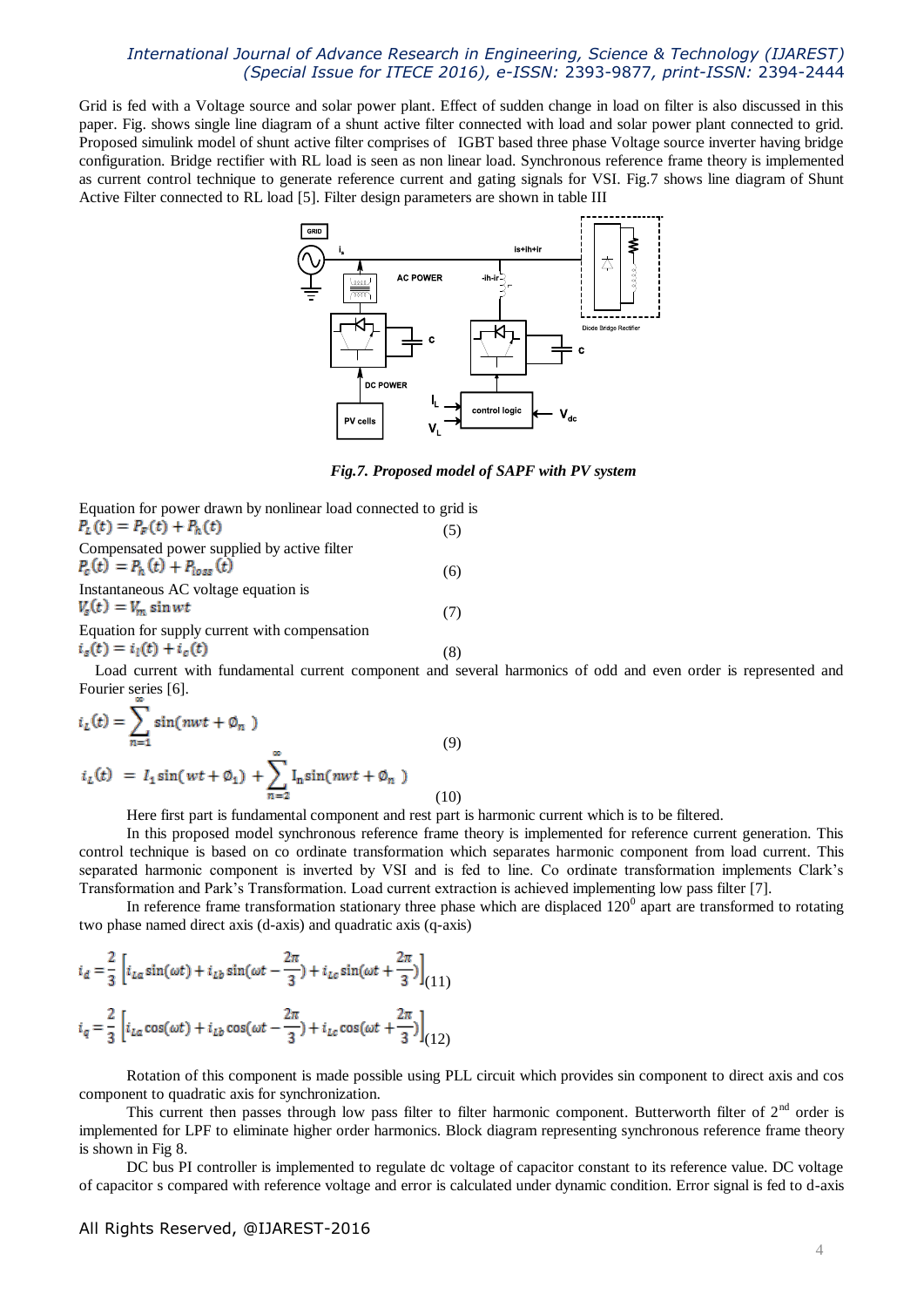Grid is fed with a Voltage source and solar power plant. Effect of sudden change in load on filter is also discussed in this paper. Fig. shows single line diagram of a shunt active filter connected with load and solar power plant connected to grid. Proposed simulink model of shunt active filter comprises of IGBT based three phase Voltage source inverter having bridge configuration. Bridge rectifier with RL load is seen as non linear load. Synchronous reference frame theory is implemented as current control technique to generate reference current and gating signals for VSI. Fig.7 shows line diagram of Shunt Active Filter connected to RL load [5]. Filter design parameters are shown in table III

***Fig.7. Proposed model of SAPF with PV system***

Equation for power drawn by nonlinear load connected to grid is

$$P_L(t) = P_F(t) + P_h(t) \tag{5}$$

Compensated power supplied by active filter

$$P_c(t) = P_h(t) + P_{loss}(t) \tag{6}$$

Instantaneous AC voltage equation is

$$V_s(t) = V_m \sin wt \tag{7}$$

Equation for supply current with compensation

$$i_s(t) = i_l(t) + i_c(t) \tag{8}$$

Load current with fundamental current component and several harmonics of odd and even order is represented and Fourier series [6].

$$i_L(t) = \sum_{n=1}^{\infty} \sin(nwt + \emptyset_n) \tag{9}$$

$$i_L(t) = I_1 \sin(wt + \emptyset_1) + \sum_{n=2}^{\infty} I_n \sin(nwt + \emptyset_n) \tag{10}$$

Here first part is fundamental component and rest part is harmonic current which is to be filtered.

In this proposed model synchronous reference frame theory is implemented for reference current generation. This control technique is based on co ordinate transformation which separates harmonic component from load current. This separated harmonic component is inverted by VSI and is fed to line. Co ordinate transformation implements Clark's Transformation and Park's Transformation. Load current extraction is achieved implementing low pass filter [7].

In reference frame transformation stationary three phase which are displaced $120^0$ apart are transformed to rotating two phase named direct axis (d-axis) and quadratic axis (q-axis)

$$i_d = \frac{2}{3}\left[i_{La}\sin(\omega t) + i_{Lb}\sin(\omega t - \frac{2\pi}{3}) + i_{Lc}\sin(\omega t + \frac{2\pi}{3})\right] \tag{11}$$

$$i_q = \frac{2}{3}\left[i_{La}\cos(\omega t) + i_{Lb}\cos(\omega t - \frac{2\pi}{3}) + i_{Lc}\cos(\omega t + \frac{2\pi}{3})\right] \tag{12}$$

Rotation of this component is made possible using PLL circuit which provides sin component to direct axis and cos component to quadratic axis for synchronization.

This current then passes through low pass filter to filter harmonic component. Butterworth filter of $2^{nd}$ order is implemented for LPF to eliminate higher order harmonics. Block diagram representing synchronous reference frame theory is shown in Fig 8.

DC bus PI controller is implemented to regulate dc voltage of capacitor constant to its reference value. DC voltage of capacitor s compared with reference voltage and error is calculated under dynamic condition. Error signal is fed to d-axis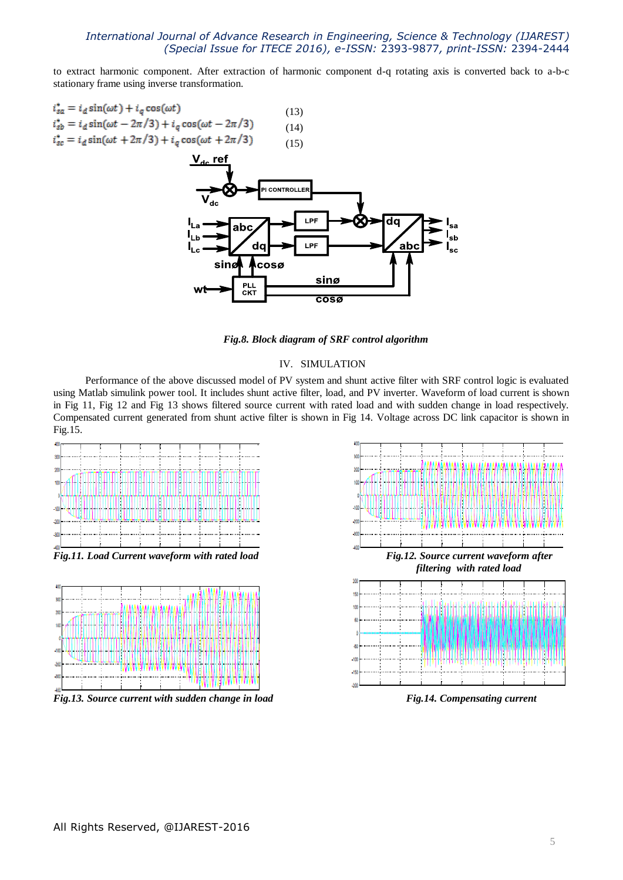to extract harmonic component. After extraction of harmonic component d-q rotating axis is converted back to a-b-c stationary frame using inverse transformation.

$$i_{sa}^{*} = i_d \sin(\omega t) + i_q \cos(\omega t) \quad (13)$$

$$i_{sb}^{*} = i_d \sin(\omega t - 2\pi/3) + i_q \cos(\omega t - 2\pi/3) \quad (14)$$

$$i_{sc}^{*} = i_d \sin(\omega t + 2\pi/3) + i_q \cos(\omega t + 2\pi/3) \quad (15)$$

*Fig.8. Block diagram of SRF control algorithm*

## IV. SIMULATION

Performance of the above discussed model of PV system and shunt active filter with SRF control logic is evaluated using Matlab simulink power tool. It includes shunt active filter, load, and PV inverter. Waveform of load current is shown in Fig 11, Fig 12 and Fig 13 shows filtered source current with rated load and with sudden change in load respectively. Compensated current generated from shunt active filter is shown in Fig 14. Voltage across DC link capacitor is shown in Fig.15.

*Fig.11. Load Current waveform with rated load*

*Fig.12. Source current waveform after filtering with rated load*

*Fig.13. Source current with sudden change in load*

*Fig.14. Compensating current*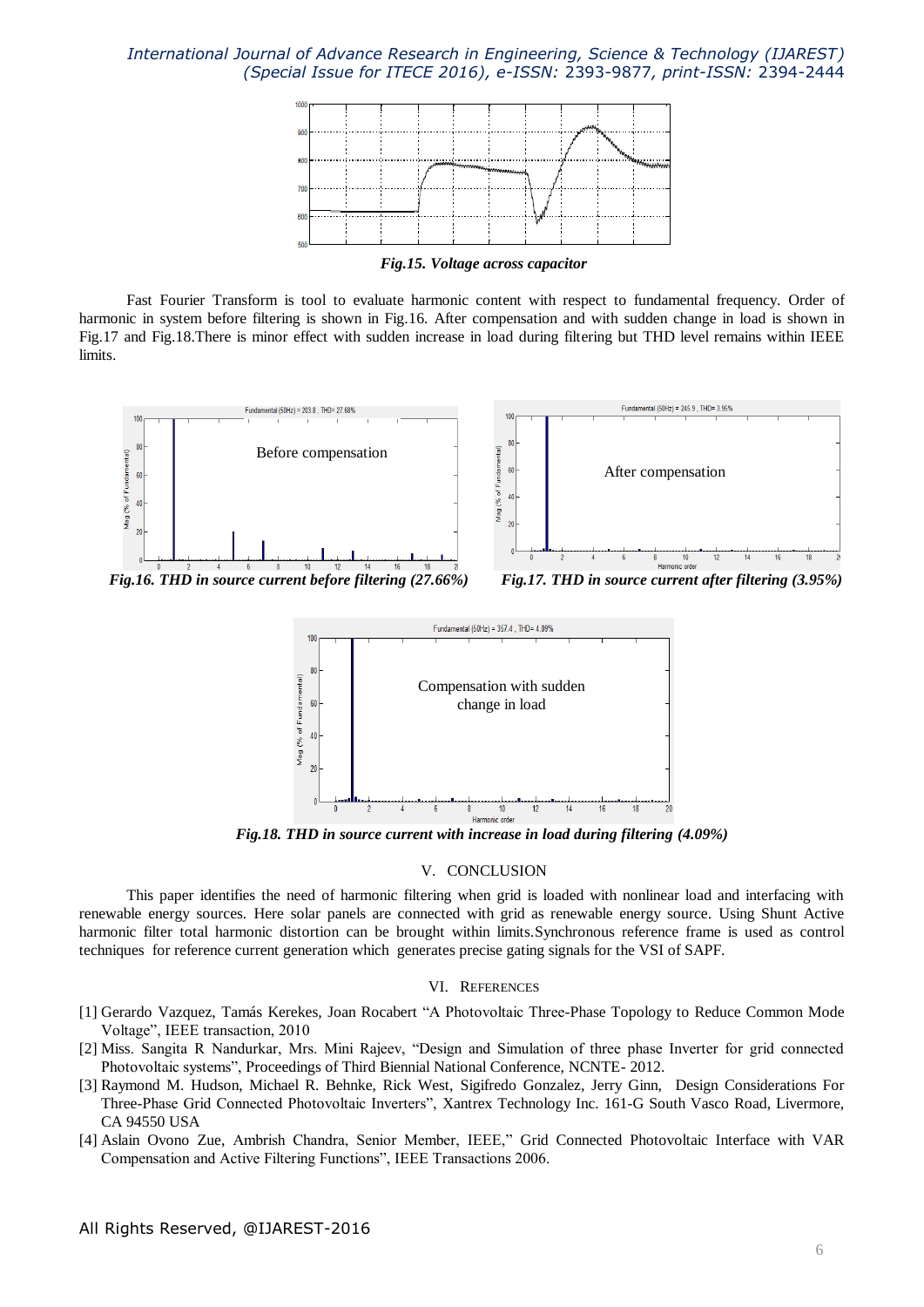*Fig.15. Voltage across capacitor*

Fast Fourier Transform is tool to evaluate harmonic content with respect to fundamental frequency. Order of harmonic in system before filtering is shown in Fig.16. After compensation and with sudden change in load is shown in Fig.17 and Fig.18.There is minor effect with sudden increase in load during filtering but THD level remains within IEEE limits.

*Fig.16. THD in source current before filtering (27.66%)*

*Fig.17. THD in source current after filtering (3.95%)*

*Fig.18. THD in source current with increase in load during filtering (4.09%)*

## V. CONCLUSION

This paper identifies the need of harmonic filtering when grid is loaded with nonlinear load and interfacing with renewable energy sources. Here solar panels are connected with grid as renewable energy source. Using Shunt Active harmonic filter total harmonic distortion can be brought within limits.Synchronous reference frame is used as control techniques for reference current generation which generates precise gating signals for the VSI of SAPF.

## VI. REFERENCES

[1] Gerardo Vazquez, Tamás Kerekes, Joan Rocabert "A Photovoltaic Three-Phase Topology to Reduce Common Mode Voltage", IEEE transaction, 2010

[2] Miss. Sangita R Nandurkar, Mrs. Mini Rajeev, "Design and Simulation of three phase Inverter for grid connected Photovoltaic systems", Proceedings of Third Biennial National Conference, NCNTE- 2012.

[3] Raymond M. Hudson, Michael R. Behnke, Rick West, Sigifredo Gonzalez, Jerry Ginn, Design Considerations For Three-Phase Grid Connected Photovoltaic Inverters", Xantrex Technology Inc. 161-G South Vasco Road, Livermore, CA 94550 USA

[4] Aslain Ovono Zue, Ambrish Chandra, Senior Member, IEEE," Grid Connected Photovoltaic Interface with VAR Compensation and Active Filtering Functions", IEEE Transactions 2006.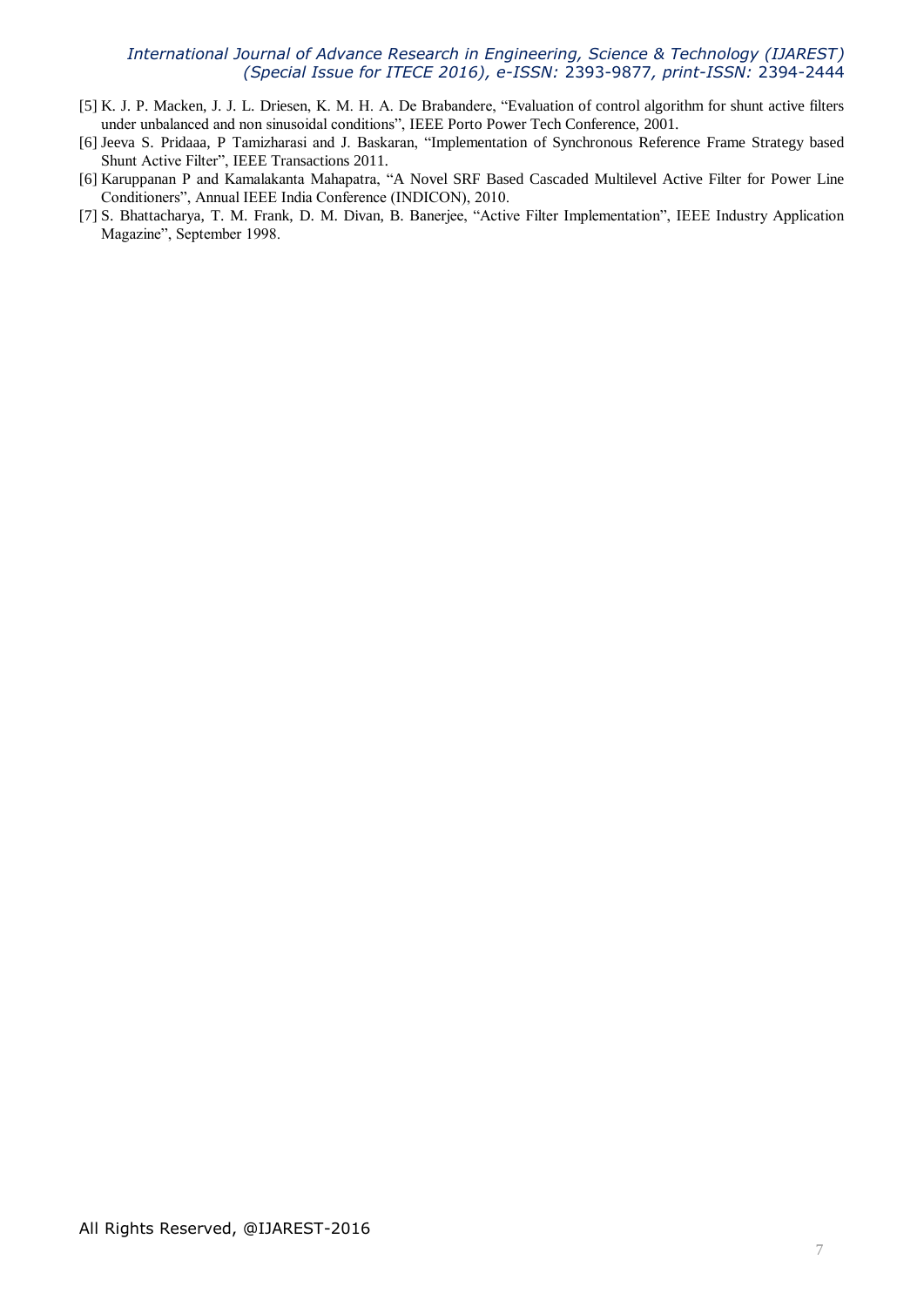[5] K. J. P. Macken, J. J. L. Driesen, K. M. H. A. De Brabandere, "Evaluation of control algorithm for shunt active filters under unbalanced and non sinusoidal conditions", IEEE Porto Power Tech Conference, 2001.

[6] Jeeva S. Pridaaa, P Tamizharasi and J. Baskaran, "Implementation of Synchronous Reference Frame Strategy based Shunt Active Filter", IEEE Transactions 2011.

[6] Karuppanan P and Kamalakanta Mahapatra, "A Novel SRF Based Cascaded Multilevel Active Filter for Power Line Conditioners", Annual IEEE India Conference (INDICON), 2010.

[7] S. Bhattacharya, T. M. Frank, D. M. Divan, B. Banerjee, "Active Filter Implementation", IEEE Industry Application Magazine", September 1998.